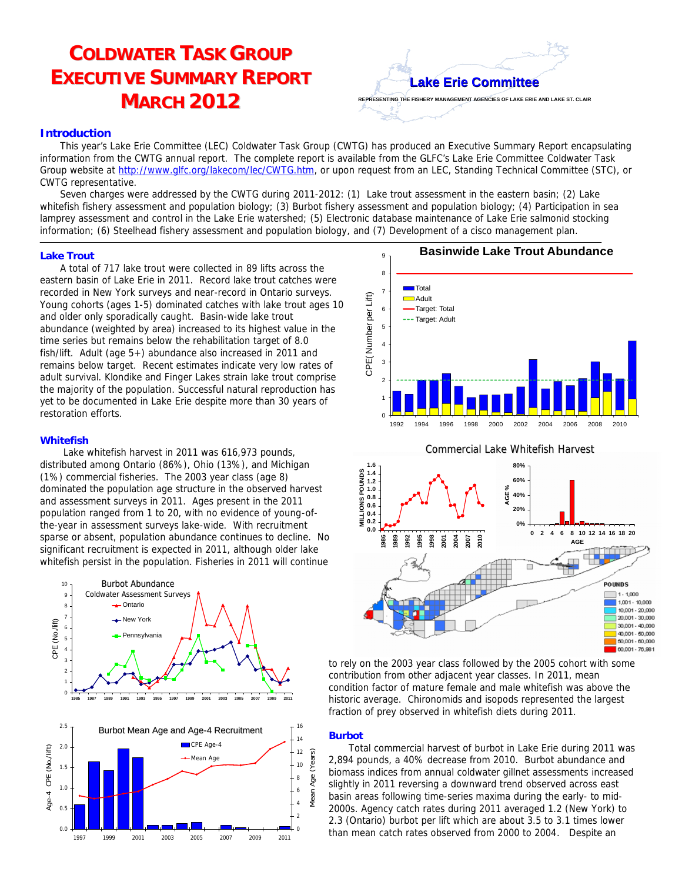# COLDWATER TASK GROUP EXECUTIVE SUMMARY REPORT MARCH 2012

Lake Erie Committee

REPRESENTING THE FISHERY MANAGEMENT AGENCIES OF LAKE ERIE AND LAKE ST. CLAIR

## Introduction

This year's Lake Erie Committee (LEC) Coldwater Task Group (CWTG) has produced an Executive Summary Report encapsulating information from the CWTG annual report. The complete report is available from the GLFC's Lake Erie Committee Coldwater Task Group website at http://www.glfc.org/lakecom/lec/CWTG.htm, or upon request from an LEC, Standing Technical Committee (STC), or CWTG representative.

Seven charges were addressed by the CWTG during 2011-2012: (1) Lake trout assessment in the eastern basin; (2) Lake whitefish fishery assessment and population biology; (3) Burbot fishery assessment and population biology; (4) Participation in sea lamprey assessment and control in the Lake Erie watershed; (5) Electronic database maintenance of Lake Erie salmonid stocking information; (6) Steelhead fishery assessment and population biology, and (7) Development of a cisco management plan.

### Lake Trout

A total of 717 lake trout were collected in 89 lifts across the eastern basin of Lake Erie in 2011. Record lake trout catches were recorded in New York surveys and near-record in Ontario surveys. Young cohorts (ages 1-5) dominated catches with lake trout ages 10 and older only sporadically caught. Basin-wide lake trout abundance (weighted by area) increased to its highest value in the time series but remains below the rehabilitation target of 8.0 fish/lift. Adult (age 5+) abundance also increased in 2011 and remains below target. Recent estimates indicate very low rates of adult survival. Klondike and Finger Lakes strain lake trout comprise the majority of the population. Successful natural reproduction has yet to be documented in Lake Erie despite more than 30 years of restoration efforts.

Basinwide Lake Trout Abundance

### Whitefish

Lake whitefish harvest in 2011 was 616,973 pounds, distributed among Ontario (86%), Ohio (13%), and Michigan (1%) commercial fisheries. The 2003 year class (age 8) dominated the population age structure in the observed harvest and assessment surveys in 2011. Ages present in the 2011 population ranged from 1 to 20, with no evidence of young-of-the-year in assessment surveys lake-wide. With recruitment sparse or absent, population abundance continues to decline. No significant recruitment is expected in 2011, although older lake whitefish persist in the population. Fisheries in 2011 will continue to rely on the 2003 year class followed by the 2005 cohort with some contribution from other adjacent year classes. In 2011, mean condition factor of mature female and male whitefish was above the historic average. Chironomids and isopods represented the largest fraction of prey observed in whitefish diets during 2011.

Commercial Lake Whitefish Harvest

Burbot Abundance Coldwater Assessment Surveys

Burbot Mean Age and Age-4 Recruitment

### Burbot

Total commercial harvest of burbot in Lake Erie during 2011 was 2,894 pounds, a 40% decrease from 2010. Burbot abundance and biomass indices from annual coldwater gillnet assessments increased slightly in 2011 reversing a downward trend observed across east basin areas following time-series maxima during the early- to mid-2000s. Agency catch rates during 2011 averaged 1.2 (New York) to 2.3 (Ontario) burbot per lift which are about 3.5 to 3.1 times lower than mean catch rates observed from 2000 to 2004. Despite an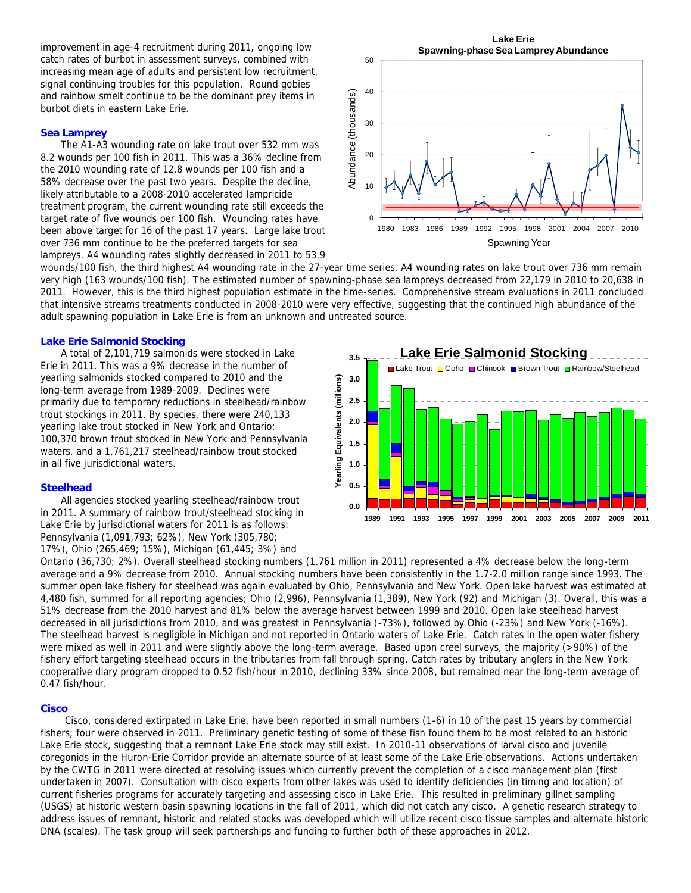improvement in age-4 recruitment during 2011, ongoing low catch rates of burbot in assessment surveys, combined with increasing mean age of adults and persistent low recruitment, signal continuing troubles for this population. Round gobies and rainbow smelt continue to be the dominant prey items in burbot diets in eastern Lake Erie.

Lake Erie
Spawning-phase Sea Lamprey Abundance
Abundance (thousands)
0 10 20 30 40 50
1980 1983 1986 1989 1992 1995 1998 2001 2004 2007 2010
Spawning Year

### Sea Lamprey

The A1-A3 wounding rate on lake trout over 532 mm was 8.2 wounds per 100 fish in 2011. This was a 36% decline from the 2010 wounding rate of 12.8 wounds per 100 fish and a 58% decrease over the past two years. Despite the decline, likely attributable to a 2008-2010 accelerated lampricide treatment program, the current wounding rate still exceeds the target rate of five wounds per 100 fish. Wounding rates have been above target for 16 of the past 17 years. Large lake trout over 736 mm continue to be the preferred targets for sea lampreys. A4 wounding rates slightly decreased in 2011 to 53.9 wounds/100 fish, the third highest A4 wounding rate in the 27-year time series. A4 wounding rates on lake trout over 736 mm remain very high (163 wounds/100 fish). The estimated number of spawning-phase sea lampreys decreased from 22,179 in 2010 to 20,638 in 2011. However, this is the third highest population estimate in the time-series. Comprehensive stream evaluations in 2011 concluded that intensive streams treatments conducted in 2008-2010 were very effective, suggesting that the continued high abundance of the adult spawning population in Lake Erie is from an unknown and untreated source.

### Lake Erie Salmonid Stocking

A total of 2,101,719 salmonids were stocked in Lake Erie in 2011. This was a 9% decrease in the number of yearling salmonids stocked compared to 2010 and the long-term average from 1989-2009. Declines were primarily due to temporary reductions in steelhead/rainbow trout stockings in 2011. By species, there were 240,133 yearling lake trout stocked in New York and Ontario; 100,370 brown trout stocked in New York and Pennsylvania waters, and a 1,761,217 steelhead/rainbow trout stocked in all five jurisdictional waters.

Lake Erie Salmonid Stocking
Lake Trout Coho Chinook Brown Trout Rainbow/Steelhead
Yearling Equivalents (millions)
0.0 0.5 1.0 1.5 2.0 2.5 3.0 3.5
1989 1991 1993 1995 1997 1999 2001 2003 2005 2007 2009 2011

### Steelhead

All agencies stocked yearling steelhead/rainbow trout in 2011. A summary of rainbow trout/steelhead stocking in Lake Erie by jurisdictional waters for 2011 is as follows: Pennsylvania (1,091,793; 62%), New York (305,780; 17%), Ohio (265,469; 15%), Michigan (61,445; 3%) and Ontario (36,730; 2%). Overall steelhead stocking numbers (1.761 million in 2011) represented a 4% decrease below the long-term average and a 9% decrease from 2010. Annual stocking numbers have been consistently in the 1.7-2.0 million range since 1993. The summer open lake fishery for steelhead was again evaluated by Ohio, Pennsylvania and New York. Open lake harvest was estimated at 4,480 fish, summed for all reporting agencies; Ohio (2,996), Pennsylvania (1,389), New York (92) and Michigan (3). Overall, this was a 51% decrease from the 2010 harvest and 81% below the average harvest between 1999 and 2010. Open lake steelhead harvest decreased in all jurisdictions from 2010, and was greatest in Pennsylvania (-73%), followed by Ohio (-23%) and New York (-16%). The steelhead harvest is negligible in Michigan and not reported in Ontario waters of Lake Erie. Catch rates in the open water fishery were mixed as well in 2011 and were slightly above the long-term average. Based upon creel surveys, the majority (>90%) of the fishery effort targeting steelhead occurs in the tributaries from fall through spring. Catch rates by tributary anglers in the New York cooperative diary program dropped to 0.52 fish/hour in 2010, declining 33% since 2008, but remained near the long-term average of 0.47 fish/hour.

### Cisco

Cisco, considered extirpated in Lake Erie, have been reported in small numbers (1-6) in 10 of the past 15 years by commercial fishers; four were observed in 2011. Preliminary genetic testing of some of these fish found them to be most related to an historic Lake Erie stock, suggesting that a remnant Lake Erie stock may still exist. In 2010-11 observations of larval cisco and juvenile coregonids in the Huron-Erie Corridor provide an alternate source of at least some of the Lake Erie observations. Actions undertaken by the CWTG in 2011 were directed at resolving issues which currently prevent the completion of a cisco management plan (first undertaken in 2007). Consultation with cisco experts from other lakes was used to identify deficiencies (in timing and location) of current fisheries programs for accurately targeting and assessing cisco in Lake Erie. This resulted in preliminary gillnet sampling (USGS) at historic western basin spawning locations in the fall of 2011, which did not catch any cisco. A genetic research strategy to address issues of remnant, historic and related stocks was developed which will utilize recent cisco tissue samples and alternate historic DNA (scales). The task group will seek partnerships and funding to further both of these approaches in 2012.